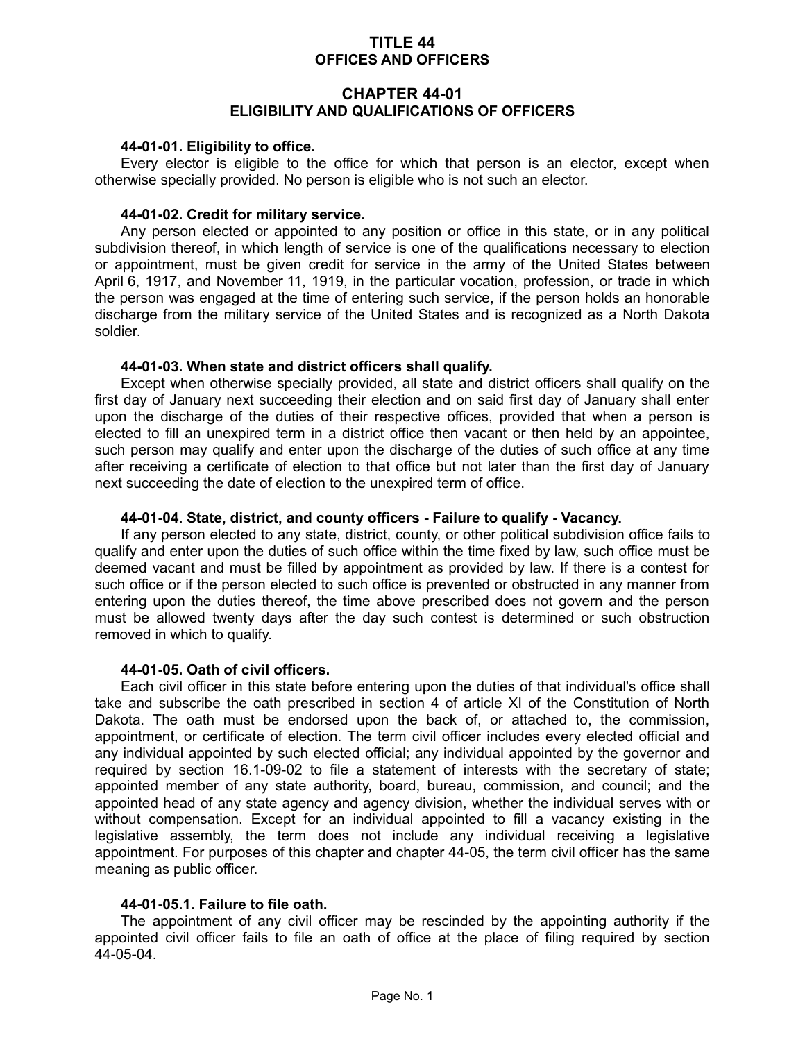# TITLE 44
# OFFICES AND OFFICERS

## CHAPTER 44-01
## ELIGIBILITY AND QUALIFICATIONS OF OFFICERS

### 44-01-01. Eligibility to office.

Every elector is eligible to the office for which that person is an elector, except when otherwise specially provided. No person is eligible who is not such an elector.

### 44-01-02. Credit for military service.

Any person elected or appointed to any position or office in this state, or in any political subdivision thereof, in which length of service is one of the qualifications necessary to election or appointment, must be given credit for service in the army of the United States between April 6, 1917, and November 11, 1919, in the particular vocation, profession, or trade in which the person was engaged at the time of entering such service, if the person holds an honorable discharge from the military service of the United States and is recognized as a North Dakota soldier.

### 44-01-03. When state and district officers shall qualify.

Except when otherwise specially provided, all state and district officers shall qualify on the first day of January next succeeding their election and on said first day of January shall enter upon the discharge of the duties of their respective offices, provided that when a person is elected to fill an unexpired term in a district office then vacant or then held by an appointee, such person may qualify and enter upon the discharge of the duties of such office at any time after receiving a certificate of election to that office but not later than the first day of January next succeeding the date of election to the unexpired term of office.

### 44-01-04. State, district, and county officers - Failure to qualify - Vacancy.

If any person elected to any state, district, county, or other political subdivision office fails to qualify and enter upon the duties of such office within the time fixed by law, such office must be deemed vacant and must be filled by appointment as provided by law. If there is a contest for such office or if the person elected to such office is prevented or obstructed in any manner from entering upon the duties thereof, the time above prescribed does not govern and the person must be allowed twenty days after the day such contest is determined or such obstruction removed in which to qualify.

### 44-01-05. Oath of civil officers.

Each civil officer in this state before entering upon the duties of that individual's office shall take and subscribe the oath prescribed in section 4 of article XI of the Constitution of North Dakota. The oath must be endorsed upon the back of, or attached to, the commission, appointment, or certificate of election. The term civil officer includes every elected official and any individual appointed by such elected official; any individual appointed by the governor and required by section 16.1-09-02 to file a statement of interests with the secretary of state; appointed member of any state authority, board, bureau, commission, and council; and the appointed head of any state agency and agency division, whether the individual serves with or without compensation. Except for an individual appointed to fill a vacancy existing in the legislative assembly, the term does not include any individual receiving a legislative appointment. For purposes of this chapter and chapter 44-05, the term civil officer has the same meaning as public officer.

### 44-01-05.1. Failure to file oath.

The appointment of any civil officer may be rescinded by the appointing authority if the appointed civil officer fails to file an oath of office at the place of filing required by section 44-05-04.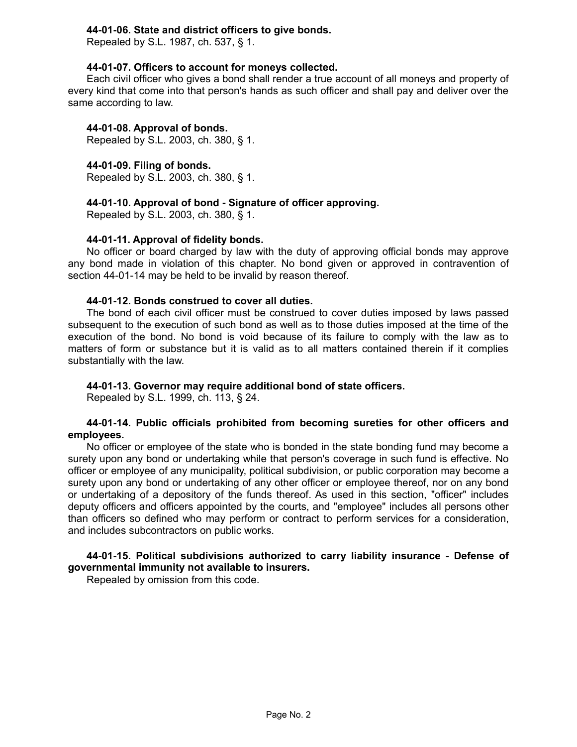**44-01-06. State and district officers to give bonds.**

Repealed by S.L. 1987, ch. 537, § 1.

**44-01-07. Officers to account for moneys collected.**

Each civil officer who gives a bond shall render a true account of all moneys and property of every kind that come into that person's hands as such officer and shall pay and deliver over the same according to law.

**44-01-08. Approval of bonds.**

Repealed by S.L. 2003, ch. 380, § 1.

**44-01-09. Filing of bonds.**

Repealed by S.L. 2003, ch. 380, § 1.

**44-01-10. Approval of bond - Signature of officer approving.**

Repealed by S.L. 2003, ch. 380, § 1.

**44-01-11. Approval of fidelity bonds.**

No officer or board charged by law with the duty of approving official bonds may approve any bond made in violation of this chapter. No bond given or approved in contravention of section 44-01-14 may be held to be invalid by reason thereof.

**44-01-12. Bonds construed to cover all duties.**

The bond of each civil officer must be construed to cover duties imposed by laws passed subsequent to the execution of such bond as well as to those duties imposed at the time of the execution of the bond. No bond is void because of its failure to comply with the law as to matters of form or substance but it is valid as to all matters contained therein if it complies substantially with the law.

**44-01-13. Governor may require additional bond of state officers.**

Repealed by S.L. 1999, ch. 113, § 24.

**44-01-14. Public officials prohibited from becoming sureties for other officers and employees.**

No officer or employee of the state who is bonded in the state bonding fund may become a surety upon any bond or undertaking while that person's coverage in such fund is effective. No officer or employee of any municipality, political subdivision, or public corporation may become a surety upon any bond or undertaking of any other officer or employee thereof, nor on any bond or undertaking of a depository of the funds thereof. As used in this section, "officer" includes deputy officers and officers appointed by the courts, and "employee" includes all persons other than officers so defined who may perform or contract to perform services for a consideration, and includes subcontractors on public works.

**44-01-15. Political subdivisions authorized to carry liability insurance - Defense of governmental immunity not available to insurers.**

Repealed by omission from this code.